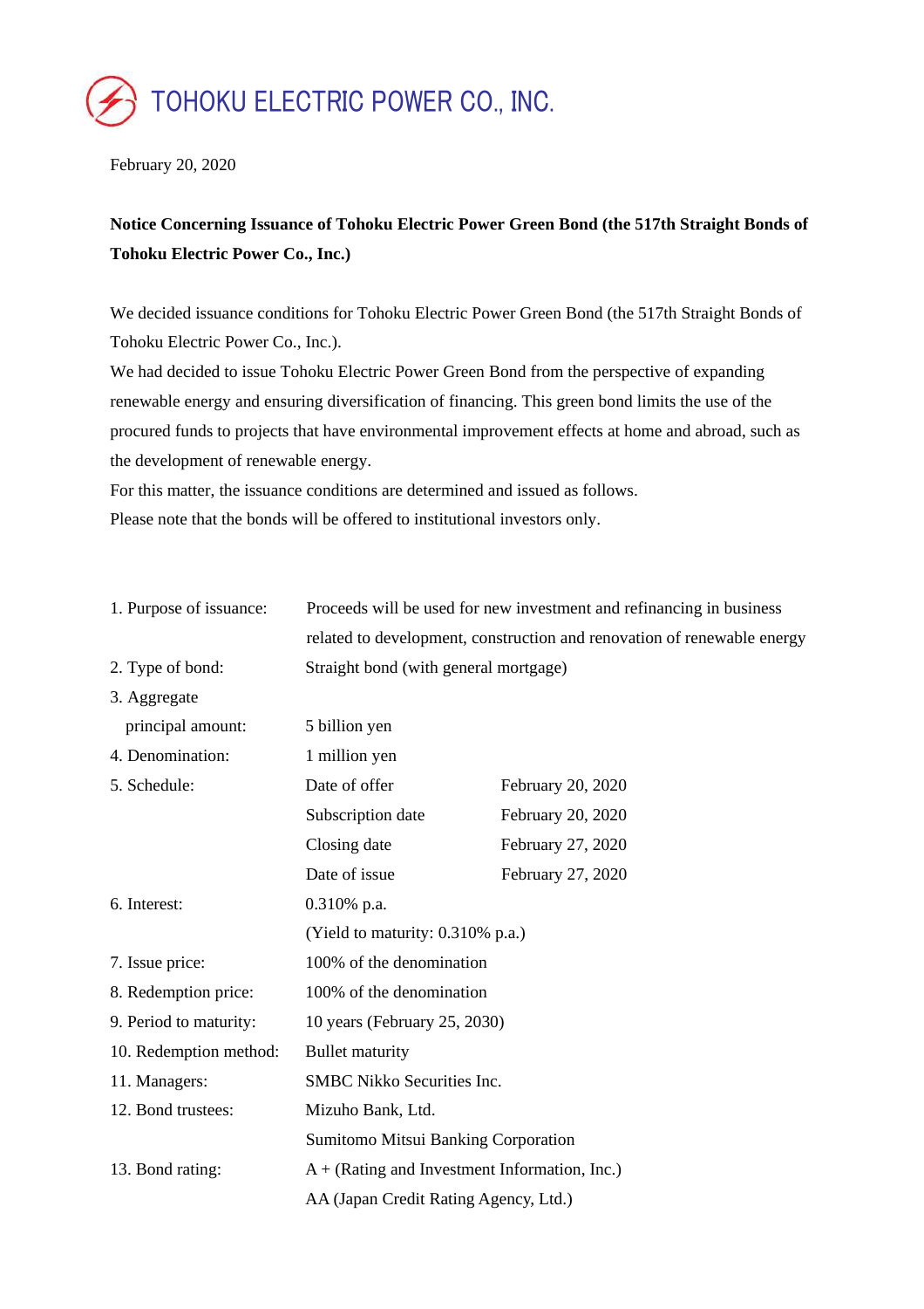# TOHOKU ELECTRIC POWER CO., INC.

February 20, 2020

**Notice Concerning Issuance of Tohoku Electric Power Green Bond (the 517th Straight Bonds of Tohoku Electric Power Co., Inc.)**

We decided issuance conditions for Tohoku Electric Power Green Bond (the 517th Straight Bonds of Tohoku Electric Power Co., Inc.).

We had decided to issue Tohoku Electric Power Green Bond from the perspective of expanding renewable energy and ensuring diversification of financing. This green bond limits the use of the procured funds to projects that have environmental improvement effects at home and abroad, such as the development of renewable energy.

For this matter, the issuance conditions are determined and issued as follows.

Please note that the bonds will be offered to institutional investors only.

| | | |
|---|---|---|
| 1. Purpose of issuance: | Proceeds will be used for new investment and refinancing in business related to development, construction and renovation of renewable energy | |
| 2. Type of bond: | Straight bond (with general mortgage) | |
| 3. Aggregate principal amount: | 5 billion yen | |
| 4. Denomination: | 1 million yen | |
| 5. Schedule: | Date of offer | February 20, 2020 |
| | Subscription date | February 20, 2020 |
| | Closing date | February 27, 2020 |
| | Date of issue | February 27, 2020 |
| 6. Interest: | 0.310% p.a. (Yield to maturity: 0.310% p.a.) | |
| 7. Issue price: | 100% of the denomination | |
| 8. Redemption price: | 100% of the denomination | |
| 9. Period to maturity: | 10 years (February 25, 2030) | |
| 10. Redemption method: | Bullet maturity | |
| 11. Managers: | SMBC Nikko Securities Inc. | |
| 12. Bond trustees: | Mizuho Bank, Ltd. | |
| | Sumitomo Mitsui Banking Corporation | |
| 13. Bond rating: | A + (Rating and Investment Information, Inc.) | |
| | AA (Japan Credit Rating Agency, Ltd.) | |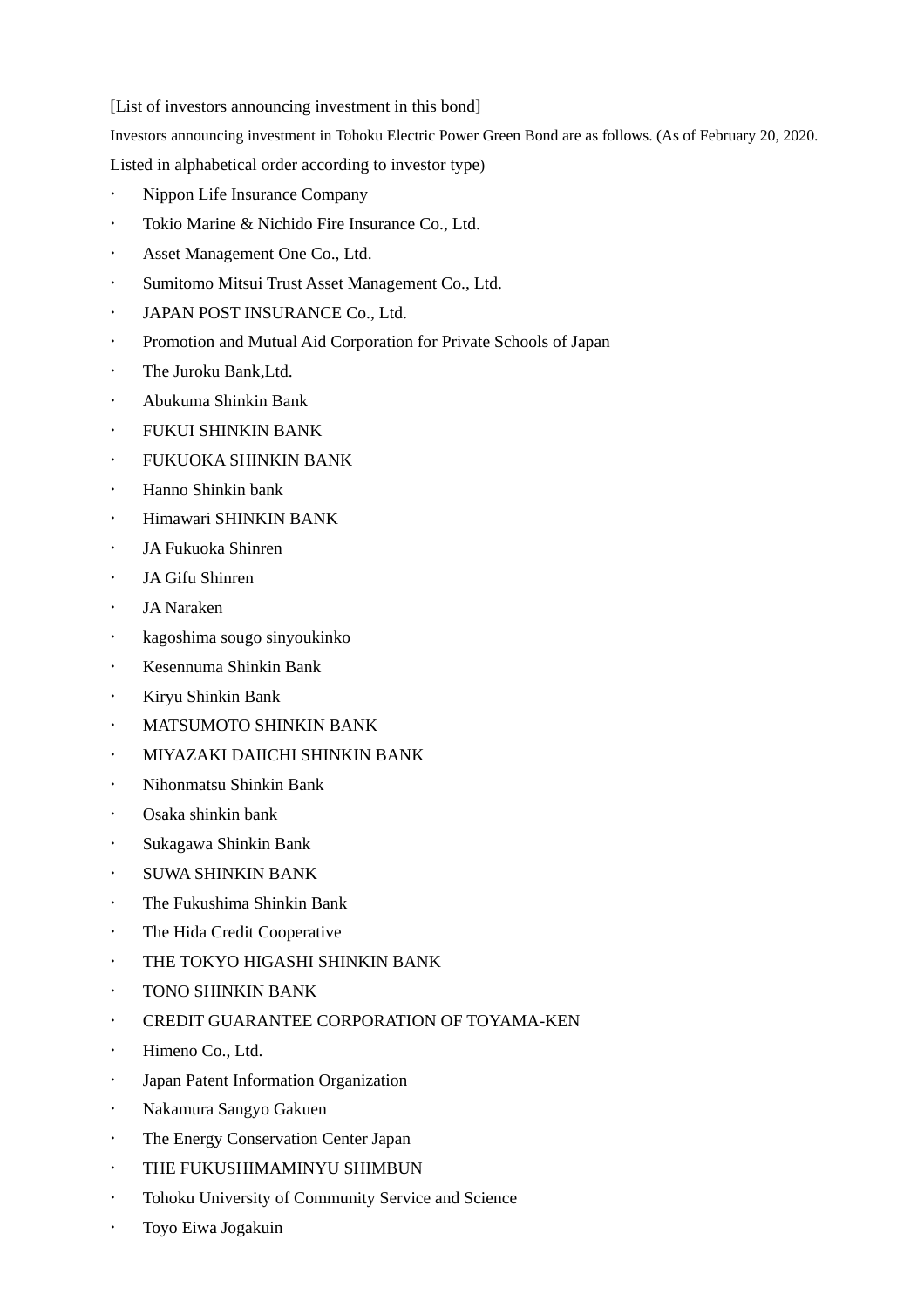[List of investors announcing investment in this bond]

Investors announcing investment in Tohoku Electric Power Green Bond are as follows. (As of February 20, 2020. Listed in alphabetical order according to investor type)

- Nippon Life Insurance Company
- Tokio Marine & Nichido Fire Insurance Co., Ltd.
- Asset Management One Co., Ltd.
- Sumitomo Mitsui Trust Asset Management Co., Ltd.
- JAPAN POST INSURANCE Co., Ltd.
- Promotion and Mutual Aid Corporation for Private Schools of Japan
- The Juroku Bank,Ltd.
- Abukuma Shinkin Bank
- FUKUI SHINKIN BANK
- FUKUOKA SHINKIN BANK
- Hanno Shinkin bank
- Himawari SHINKIN BANK
- JA Fukuoka Shinren
- JA Gifu Shinren
- JA Naraken
- kagoshima sougo sinyoukinko
- Kesennuma Shinkin Bank
- Kiryu Shinkin Bank
- MATSUMOTO SHINKIN BANK
- MIYAZAKI DAIICHI SHINKIN BANK
- Nihonmatsu Shinkin Bank
- Osaka shinkin bank
- Sukagawa Shinkin Bank
- SUWA SHINKIN BANK
- The Fukushima Shinkin Bank
- The Hida Credit Cooperative
- THE TOKYO HIGASHI SHINKIN BANK
- TONO SHINKIN BANK
- CREDIT GUARANTEE CORPORATION OF TOYAMA-KEN
- Himeno Co., Ltd.
- Japan Patent Information Organization
- Nakamura Sangyo Gakuen
- The Energy Conservation Center Japan
- THE FUKUSHIMAMINYU SHIMBUN
- Tohoku University of Community Service and Science
- Toyo Eiwa Jogakuin